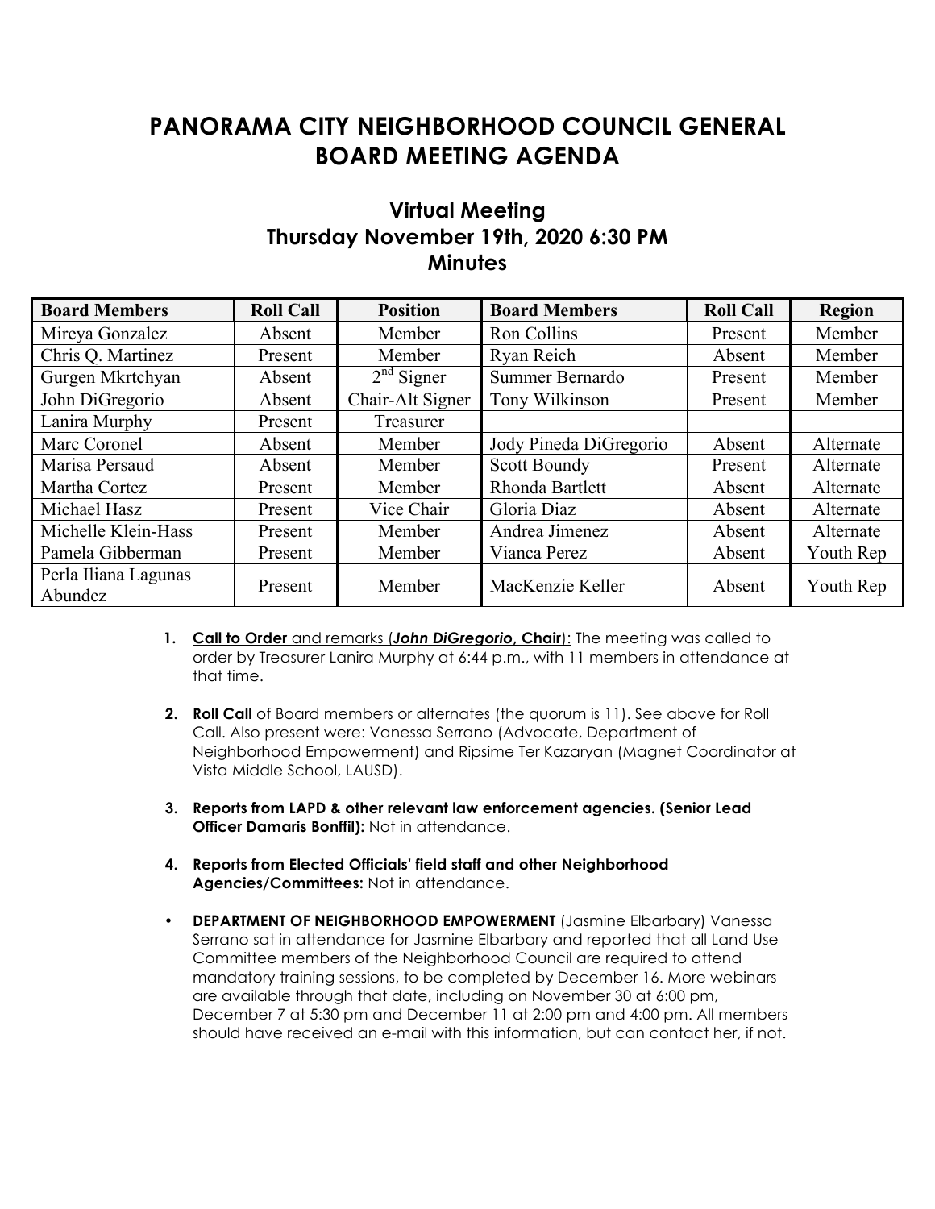# PANORAMA CITY NEIGHBORHOOD COUNCIL GENERAL BOARD MEETING AGENDA

## Virtual Meeting
## Thursday November 19th, 2020 6:30 PM
## Minutes

| Board Members | Roll Call | Position | Board Members | Roll Call | Region |
|---|---|---|---|---|---|
| Mireya Gonzalez | Absent | Member | Ron Collins | Present | Member |
| Chris Q. Martinez | Present | Member | Ryan Reich | Absent | Member |
| Gurgen Mkrtchyan | Absent | $2^{nd}$ Signer | Summer Bernardo | Present | Member |
| John DiGregorio | Absent | Chair-Alt Signer | Tony Wilkinson | Present | Member |
| Lanira Murphy | Present | Treasurer | | | |
| Marc Coronel | Absent | Member | Jody Pineda DiGregorio | Absent | Alternate |
| Marisa Persaud | Absent | Member | Scott Boundy | Present | Alternate |
| Martha Cortez | Present | Member | Rhonda Bartlett | Absent | Alternate |
| Michael Hasz | Present | Vice Chair | Gloria Diaz | Absent | Alternate |
| Michelle Klein-Hass | Present | Member | Andrea Jimenez | Absent | Alternate |
| Pamela Gibberman | Present | Member | Vianca Perez | Absent | Youth Rep |
| Perla Iliana Lagunas Abundez | Present | Member | MacKenzie Keller | Absent | Youth Rep |

1. **Call to Order** and remarks (***John DiGregorio*, Chair**): The meeting was called to order by Treasurer Lanira Murphy at 6:44 p.m., with 11 members in attendance at that time.

2. **Roll Call** of Board members or alternates (the quorum is 11). See above for Roll Call. Also present were: Vanessa Serrano (Advocate, Department of Neighborhood Empowerment) and Ripsime Ter Kazaryan (Magnet Coordinator at Vista Middle School, LAUSD).

3. **Reports from LAPD & other relevant law enforcement agencies. (Senior Lead Officer Damaris Bonffil):** Not in attendance.

4. **Reports from Elected Officials' field staff and other Neighborhood Agencies/Committees:** Not in attendance.

- **DEPARTMENT OF NEIGHBORHOOD EMPOWERMENT** (Jasmine Elbarbary) Vanessa Serrano sat in attendance for Jasmine Elbarbary and reported that all Land Use Committee members of the Neighborhood Council are required to attend mandatory training sessions, to be completed by December 16. More webinars are available through that date, including on November 30 at 6:00 pm, December 7 at 5:30 pm and December 11 at 2:00 pm and 4:00 pm. All members should have received an e-mail with this information, but can contact her, if not.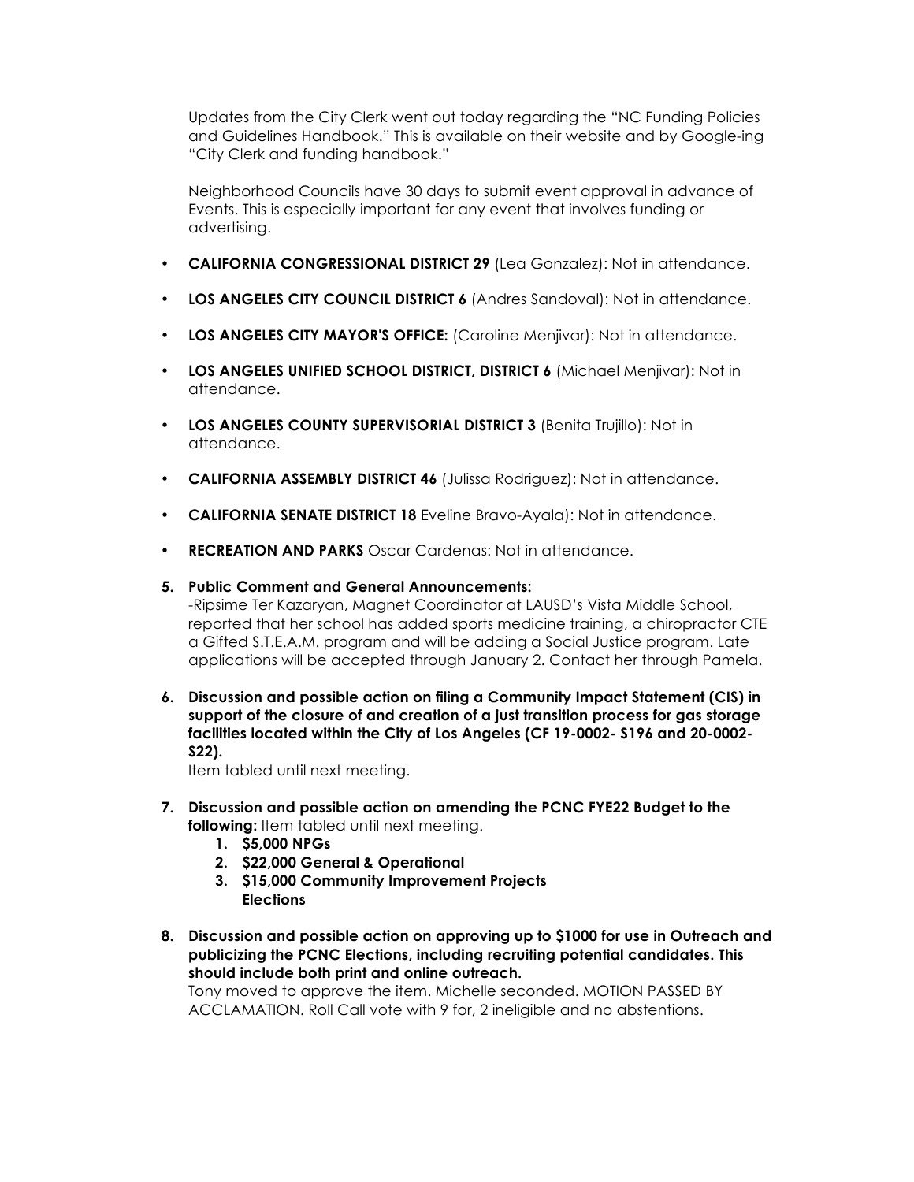Updates from the City Clerk went out today regarding the "NC Funding Policies and Guidelines Handbook." This is available on their website and by Google-ing "City Clerk and funding handbook."

Neighborhood Councils have 30 days to submit event approval in advance of Events. This is especially important for any event that involves funding or advertising.

- **CALIFORNIA CONGRESSIONAL DISTRICT 29** (Lea Gonzalez): Not in attendance.
- **LOS ANGELES CITY COUNCIL DISTRICT 6** (Andres Sandoval): Not in attendance.
- **LOS ANGELES CITY MAYOR'S OFFICE:** (Caroline Menjivar): Not in attendance.
- **LOS ANGELES UNIFIED SCHOOL DISTRICT, DISTRICT 6** (Michael Menjivar): Not in attendance.
- **LOS ANGELES COUNTY SUPERVISORIAL DISTRICT 3** (Benita Trujillo): Not in attendance.
- **CALIFORNIA ASSEMBLY DISTRICT 46** (Julissa Rodriguez): Not in attendance.
- **CALIFORNIA SENATE DISTRICT 18** Eveline Bravo-Ayala): Not in attendance.
- **RECREATION AND PARKS** Oscar Cardenas: Not in attendance.

5. **Public Comment and General Announcements:**
   -Ripsime Ter Kazaryan, Magnet Coordinator at LAUSD's Vista Middle School, reported that her school has added sports medicine training, a chiropractor CTE a Gifted S.T.E.A.M. program and will be adding a Social Justice program. Late applications will be accepted through January 2. Contact her through Pamela.

6. **Discussion and possible action on filing a Community Impact Statement (CIS) in support of the closure of and creation of a just transition process for gas storage facilities located within the City of Los Angeles (CF 19-0002- S196 and 20-0002- S22).**
   Item tabled until next meeting.

7. **Discussion and possible action on amending the PCNC FYE22 Budget to the following:** Item tabled until next meeting.
   1. **$5,000 NPGs**
   2. **$22,000 General & Operational**
   3. **$15,000 Community Improvement Projects Elections**

8. **Discussion and possible action on approving up to $1000 for use in Outreach and publicizing the PCNC Elections, including recruiting potential candidates. This should include both print and online outreach.**
   Tony moved to approve the item. Michelle seconded. MOTION PASSED BY ACCLAMATION. Roll Call vote with 9 for, 2 ineligible and no abstentions.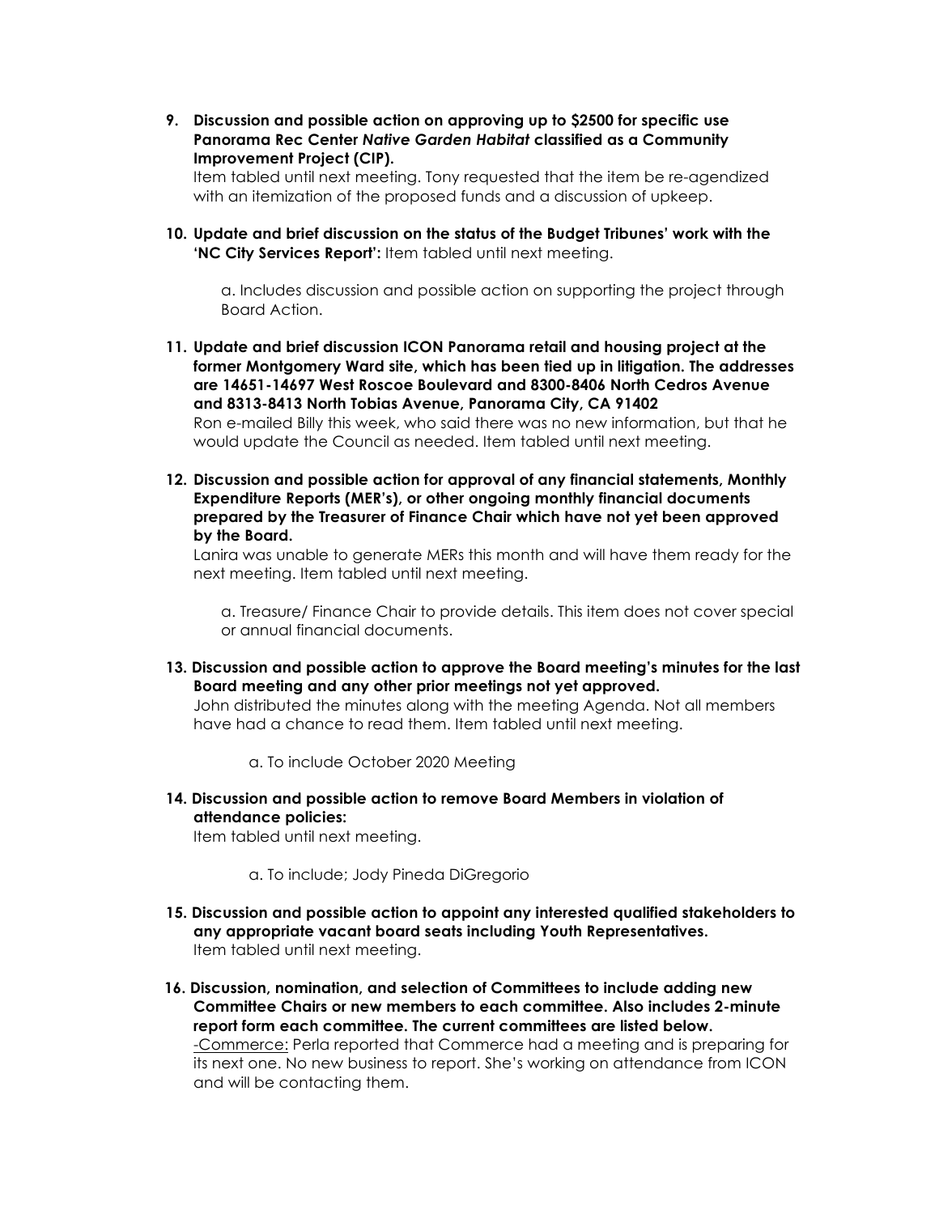9. **Discussion and possible action on approving up to $2500 for specific use Panorama Rec Center *Native Garden Habitat* classified as a Community Improvement Project (CIP).**
   Item tabled until next meeting. Tony requested that the item be re-agendized with an itemization of the proposed funds and a discussion of upkeep.

10. **Update and brief discussion on the status of the Budget Tribunes' work with the 'NC City Services Report':** Item tabled until next meeting.

    a. Includes discussion and possible action on supporting the project through Board Action.

11. **Update and brief discussion ICON Panorama retail and housing project at the former Montgomery Ward site, which has been tied up in litigation. The addresses are 14651-14697 West Roscoe Boulevard and 8300-8406 North Cedros Avenue and 8313-8413 North Tobias Avenue, Panorama City, CA 91402**
    Ron e-mailed Billy this week, who said there was no new information, but that he would update the Council as needed. Item tabled until next meeting.

12. **Discussion and possible action for approval of any financial statements, Monthly Expenditure Reports (MER's), or other ongoing monthly financial documents prepared by the Treasurer of Finance Chair which have not yet been approved by the Board.**
    Lanira was unable to generate MERs this month and will have them ready for the next meeting. Item tabled until next meeting.

    a. Treasure/ Finance Chair to provide details. This item does not cover special or annual financial documents.

13. **Discussion and possible action to approve the Board meeting's minutes for the last Board meeting and any other prior meetings not yet approved.**
    John distributed the minutes along with the meeting Agenda. Not all members have had a chance to read them. Item tabled until next meeting.

    a. To include October 2020 Meeting

14. **Discussion and possible action to remove Board Members in violation of attendance policies:**
    Item tabled until next meeting.

    a. To include; Jody Pineda DiGregorio

15. **Discussion and possible action to appoint any interested qualified stakeholders to any appropriate vacant board seats including Youth Representatives.**
    Item tabled until next meeting.

16. **Discussion, nomination, and selection of Committees to include adding new Committee Chairs or new members to each committee. Also includes 2-minute report form each committee. The current committees are listed below.**
    -<u>Commerce:</u> Perla reported that Commerce had a meeting and is preparing for its next one. No new business to report. She's working on attendance from ICON and will be contacting them.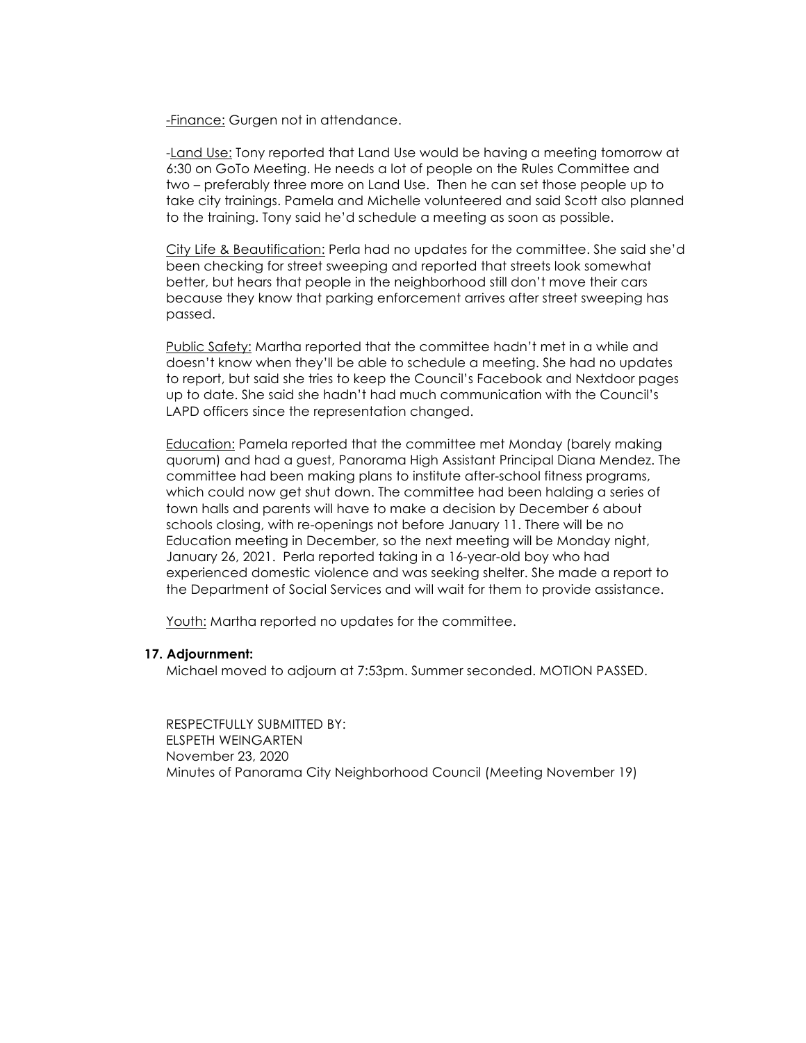-Finance: Gurgen not in attendance.

-Land Use: Tony reported that Land Use would be having a meeting tomorrow at 6:30 on GoTo Meeting. He needs a lot of people on the Rules Committee and two – preferably three more on Land Use. Then he can set those people up to take city trainings. Pamela and Michelle volunteered and said Scott also planned to the training. Tony said he'd schedule a meeting as soon as possible.

City Life & Beautification: Perla had no updates for the committee. She said she'd been checking for street sweeping and reported that streets look somewhat better, but hears that people in the neighborhood still don't move their cars because they know that parking enforcement arrives after street sweeping has passed.

Public Safety: Martha reported that the committee hadn't met in a while and doesn't know when they'll be able to schedule a meeting. She had no updates to report, but said she tries to keep the Council's Facebook and Nextdoor pages up to date. She said she hadn't had much communication with the Council's LAPD officers since the representation changed.

Education: Pamela reported that the committee met Monday (barely making quorum) and had a guest, Panorama High Assistant Principal Diana Mendez. The committee had been making plans to institute after-school fitness programs, which could now get shut down. The committee had been halding a series of town halls and parents will have to make a decision by December 6 about schools closing, with re-openings not before January 11. There will be no Education meeting in December, so the next meeting will be Monday night, January 26, 2021. Perla reported taking in a 16-year-old boy who had experienced domestic violence and was seeking shelter. She made a report to the Department of Social Services and will wait for them to provide assistance.

Youth: Martha reported no updates for the committee.

**17. Adjournment:**

Michael moved to adjourn at 7:53pm. Summer seconded. MOTION PASSED.

RESPECTFULLY SUBMITTED BY:
ELSPETH WEINGARTEN
November 23, 2020
Minutes of Panorama City Neighborhood Council (Meeting November 19)